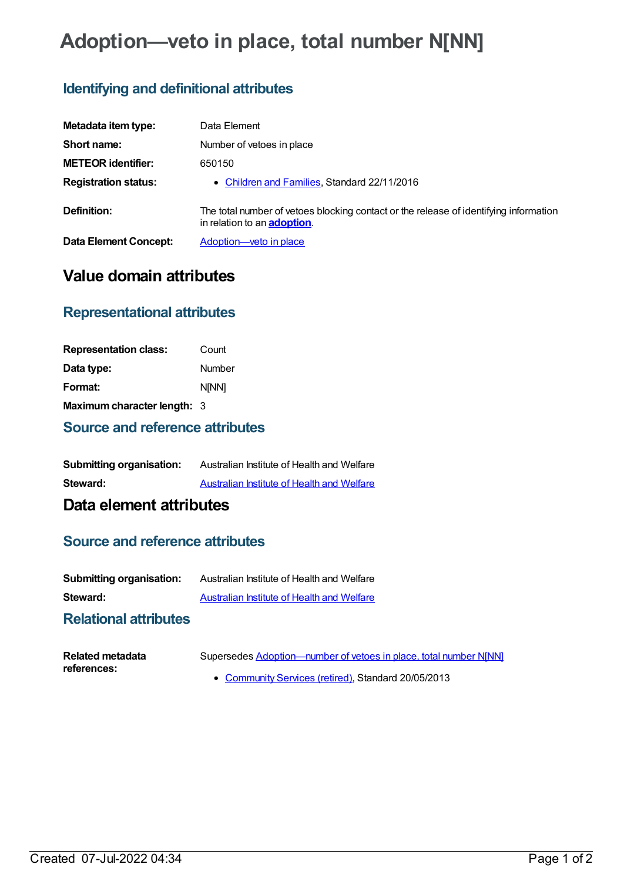# Adoption—veto in place, total number N[NN]

## Identifying and definitional attributes

| | |
|---|---|
| **Metadata item type:** | Data Element |
| **Short name:** | Number of vetoes in place |
| **METEOR identifier:** | 650150 |
| **Registration status:** | • Children and Families, Standard 22/11/2016 |
| **Definition:** | The total number of vetoes blocking contact or the release of identifying information in relation to an **adoption**. |
| **Data Element Concept:** | Adoption—veto in place |

# Value domain attributes

## Representational attributes

| | |
|---|---|
| **Representation class:** | Count |
| **Data type:** | Number |
| **Format:** | N[NN] |
| **Maximum character length:** | 3 |

## Source and reference attributes

| | |
|---|---|
| **Submitting organisation:** | Australian Institute of Health and Welfare |
| **Steward:** | Australian Institute of Health and Welfare |

# Data element attributes

## Source and reference attributes

| | |
|---|---|
| **Submitting organisation:** | Australian Institute of Health and Welfare |
| **Steward:** | Australian Institute of Health and Welfare |

## Relational attributes

| | |
|---|---|
| **Related metadata references:** | Supersedes Adoption—number of vetoes in place, total number N[NN]<br>• Community Services (retired), Standard 20/05/2013 |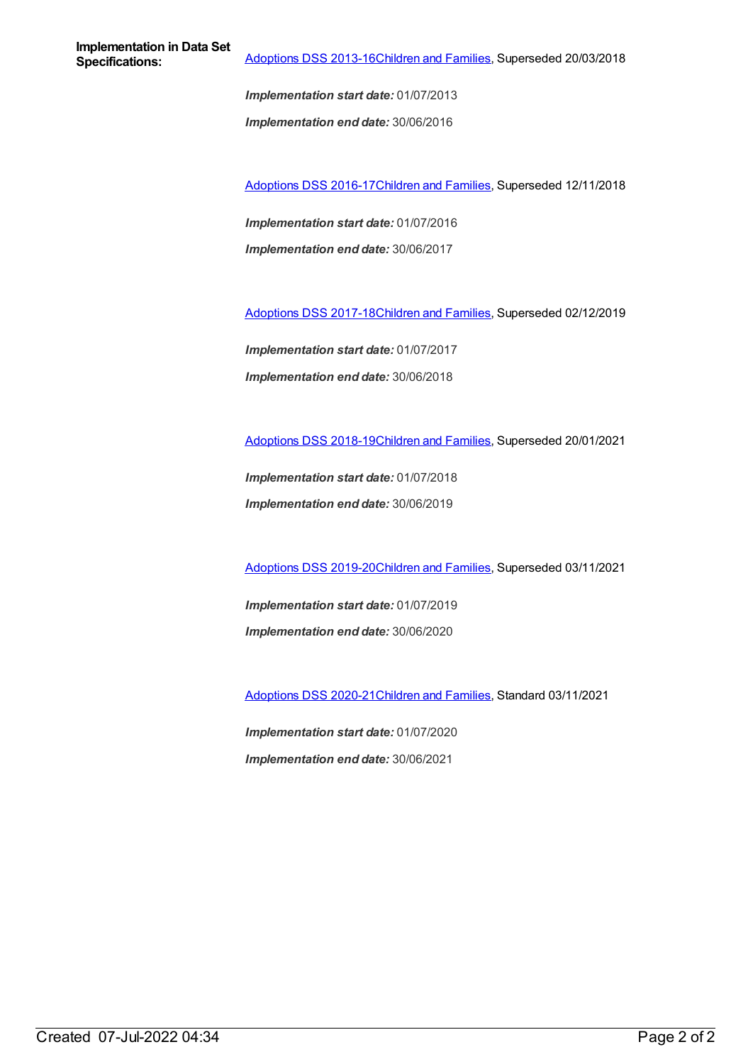**Implementation in Data Set Specifications:**

Adoptions DSS 2013-16Children and Families, Superseded 20/03/2018

***Implementation start date:*** 01/07/2013

***Implementation end date:*** 30/06/2016

Adoptions DSS 2016-17Children and Families, Superseded 12/11/2018

***Implementation start date:*** 01/07/2016

***Implementation end date:*** 30/06/2017

Adoptions DSS 2017-18Children and Families, Superseded 02/12/2019

***Implementation start date:*** 01/07/2017

***Implementation end date:*** 30/06/2018

Adoptions DSS 2018-19Children and Families, Superseded 20/01/2021

***Implementation start date:*** 01/07/2018

***Implementation end date:*** 30/06/2019

Adoptions DSS 2019-20Children and Families, Superseded 03/11/2021

***Implementation start date:*** 01/07/2019

***Implementation end date:*** 30/06/2020

Adoptions DSS 2020-21Children and Families, Standard 03/11/2021

***Implementation start date:*** 01/07/2020

***Implementation end date:*** 30/06/2021